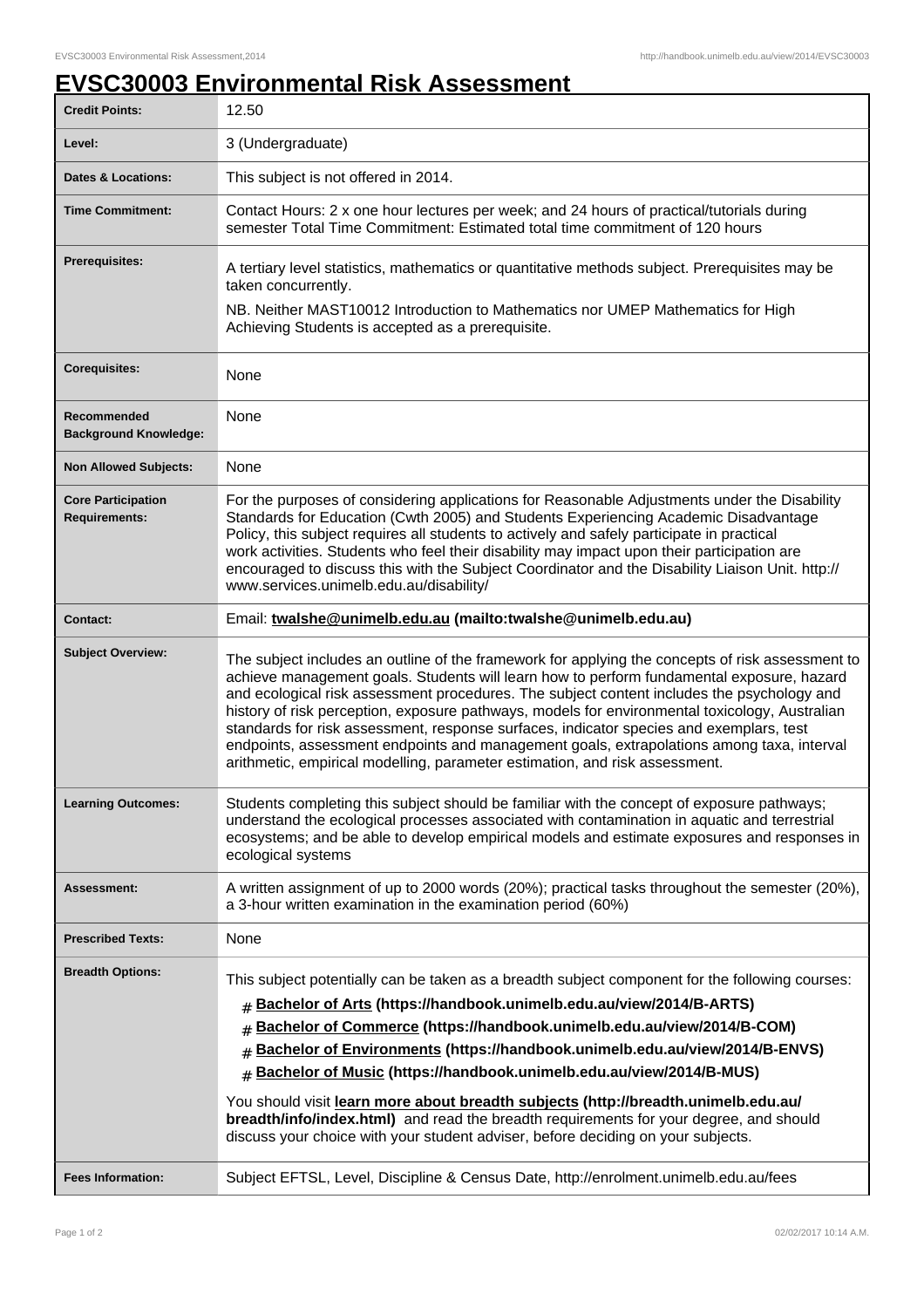# EVSC30003 Environmental Risk Assessment

| | |
|---|---|
| **Credit Points:** | 12.50 |
| **Level:** | 3 (Undergraduate) |
| **Dates & Locations:** | This subject is not offered in 2014. |
| **Time Commitment:** | Contact Hours: 2 x one hour lectures per week; and 24 hours of practical/tutorials during semester Total Time Commitment: Estimated total time commitment of 120 hours |
| **Prerequisites:** | A tertiary level statistics, mathematics or quantitative methods subject. Prerequisites may be taken concurrently.<br><br>NB. Neither MAST10012 Introduction to Mathematics nor UMEP Mathematics for High Achieving Students is accepted as a prerequisite. |
| **Corequisites:** | None |
| **Recommended Background Knowledge:** | None |
| **Non Allowed Subjects:** | None |
| **Core Participation Requirements:** | For the purposes of considering applications for Reasonable Adjustments under the Disability Standards for Education (Cwth 2005) and Students Experiencing Academic Disadvantage Policy, this subject requires all students to actively and safely participate in practical work activities. Students who feel their disability may impact upon their participation are encouraged to discuss this with the Subject Coordinator and the Disability Liaison Unit. http://www.services.unimelb.edu.au/disability/ |
| **Contact:** | Email: **twalshe@unimelb.edu.au (mailto:twalshe@unimelb.edu.au)** |
| **Subject Overview:** | The subject includes an outline of the framework for applying the concepts of risk assessment to achieve management goals. Students will learn how to perform fundamental exposure, hazard and ecological risk assessment procedures. The subject content includes the psychology and history of risk perception, exposure pathways, models for environmental toxicology, Australian standards for risk assessment, response surfaces, indicator species and exemplars, test endpoints, assessment endpoints and management goals, extrapolations among taxa, interval arithmetic, empirical modelling, parameter estimation, and risk assessment. |
| **Learning Outcomes:** | Students completing this subject should be familiar with the concept of exposure pathways; understand the ecological processes associated with contamination in aquatic and terrestrial ecosystems; and be able to develop empirical models and estimate exposures and responses in ecological systems |
| **Assessment:** | A written assignment of up to 2000 words (20%); practical tasks throughout the semester (20%), a 3-hour written examination in the examination period (60%) |
| **Prescribed Texts:** | None |
| **Breadth Options:** | This subject potentially can be taken as a breadth subject component for the following courses:<br># **Bachelor of Arts (https://handbook.unimelb.edu.au/view/2014/B-ARTS)**<br># **Bachelor of Commerce (https://handbook.unimelb.edu.au/view/2014/B-COM)**<br># **Bachelor of Environments (https://handbook.unimelb.edu.au/view/2014/B-ENVS)**<br># **Bachelor of Music (https://handbook.unimelb.edu.au/view/2014/B-MUS)**<br><br>You should visit **learn more about breadth subjects (http://breadth.unimelb.edu.au/breadth/info/index.html)** and read the breadth requirements for your degree, and should discuss your choice with your student adviser, before deciding on your subjects. |
| **Fees Information:** | Subject EFTSL, Level, Discipline & Census Date, http://enrolment.unimelb.edu.au/fees |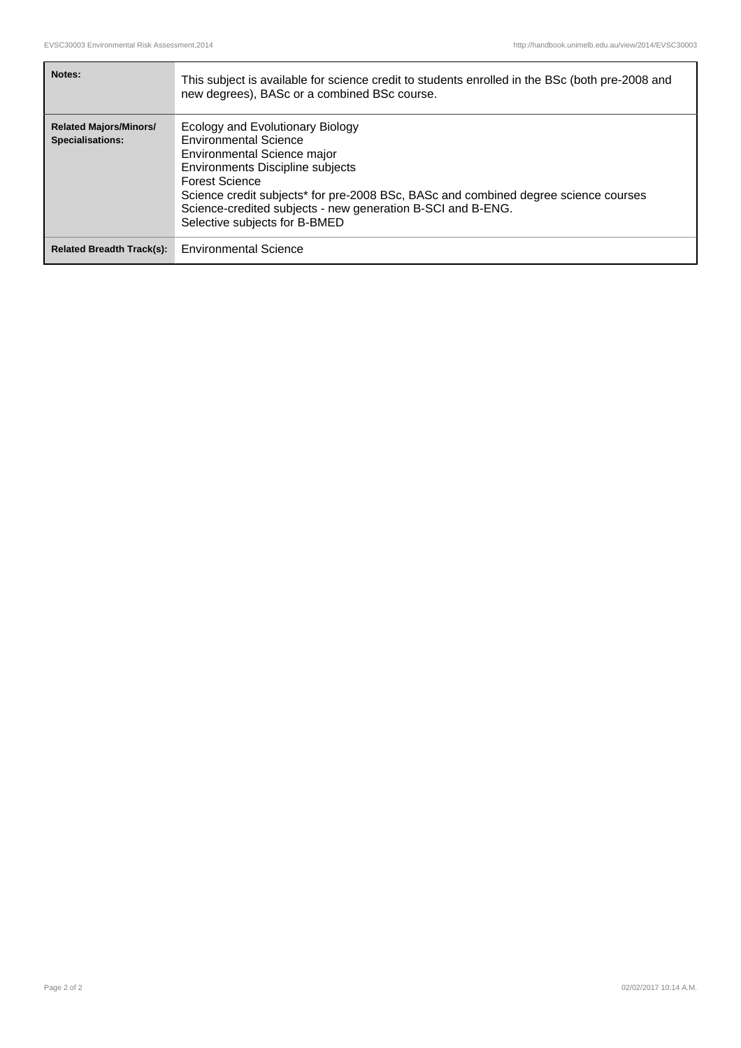| | |
|---|---|
| **Notes:** | This subject is available for science credit to students enrolled in the BSc (both pre-2008 and new degrees), BASc or a combined BSc course. |
| **Related Majors/Minors/ Specialisations:** | Ecology and Evolutionary Biology<br>Environmental Science<br>Environmental Science major<br>Environments Discipline subjects<br>Forest Science<br>Science credit subjects* for pre-2008 BSc, BASc and combined degree science courses<br>Science-credited subjects - new generation B-SCI and B-ENG.<br>Selective subjects for B-BMED |
| **Related Breadth Track(s):** | Environmental Science |